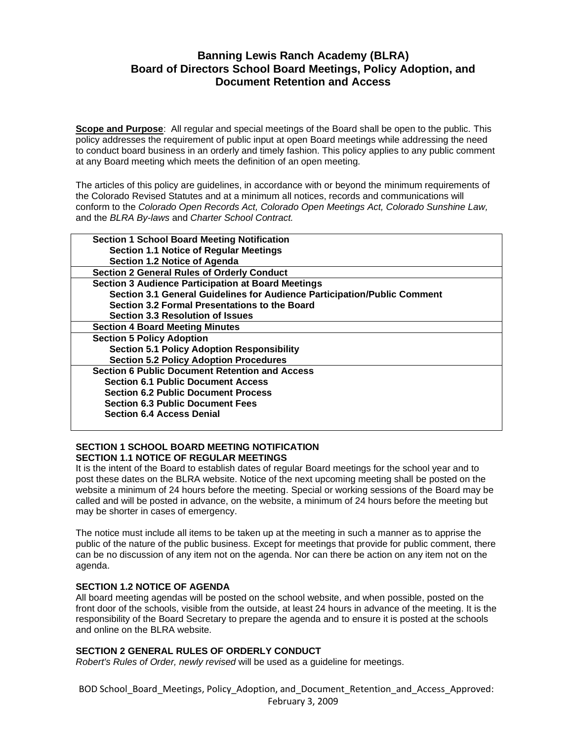# Banning Lewis Ranch Academy (BLRA)
# Board of Directors School Board Meetings, Policy Adoption, and Document Retention and Access

**Scope and Purpose**: All regular and special meetings of the Board shall be open to the public. This policy addresses the requirement of public input at open Board meetings while addressing the need to conduct board business in an orderly and timely fashion. This policy applies to any public comment at any Board meeting which meets the definition of an open meeting.

The articles of this policy are guidelines, in accordance with or beyond the minimum requirements of the Colorado Revised Statutes and at a minimum all notices, records and communications will conform to the *Colorado Open Records Act, Colorado Open Meetings Act, Colorado Sunshine Law,* and the *BLRA By-laws* and *Charter School Contract.*

| |
|---|
| **Section 1 School Board Meeting Notification**<br>**Section 1.1 Notice of Regular Meetings**<br>**Section 1.2 Notice of Agenda** |
| **Section 2 General Rules of Orderly Conduct** |
| **Section 3 Audience Participation at Board Meetings**<br>**Section 3.1 General Guidelines for Audience Participation/Public Comment**<br>**Section 3.2 Formal Presentations to the Board**<br>**Section 3.3 Resolution of Issues** |
| **Section 4 Board Meeting Minutes** |
| **Section 5 Policy Adoption**<br>**Section 5.1 Policy Adoption Responsibility**<br>**Section 5.2 Policy Adoption Procedures** |
| **Section 6 Public Document Retention and Access**<br>**Section 6.1 Public Document Access**<br>**Section 6.2 Public Document Process**<br>**Section 6.3 Public Document Fees**<br>**Section 6.4 Access Denial** |

## SECTION 1 SCHOOL BOARD MEETING NOTIFICATION

### SECTION 1.1 NOTICE OF REGULAR MEETINGS

It is the intent of the Board to establish dates of regular Board meetings for the school year and to post these dates on the BLRA website. Notice of the next upcoming meeting shall be posted on the website a minimum of 24 hours before the meeting. Special or working sessions of the Board may be called and will be posted in advance, on the website, a minimum of 24 hours before the meeting but may be shorter in cases of emergency.

The notice must include all items to be taken up at the meeting in such a manner as to apprise the public of the nature of the public business. Except for meetings that provide for public comment, there can be no discussion of any item not on the agenda. Nor can there be action on any item not on the agenda.

### SECTION 1.2 NOTICE OF AGENDA

All board meeting agendas will be posted on the school website, and when possible, posted on the front door of the schools, visible from the outside, at least 24 hours in advance of the meeting. It is the responsibility of the Board Secretary to prepare the agenda and to ensure it is posted at the schools and online on the BLRA website.

## SECTION 2 GENERAL RULES OF ORDERLY CONDUCT

*Robert's Rules of Order, newly revised* will be used as a guideline for meetings.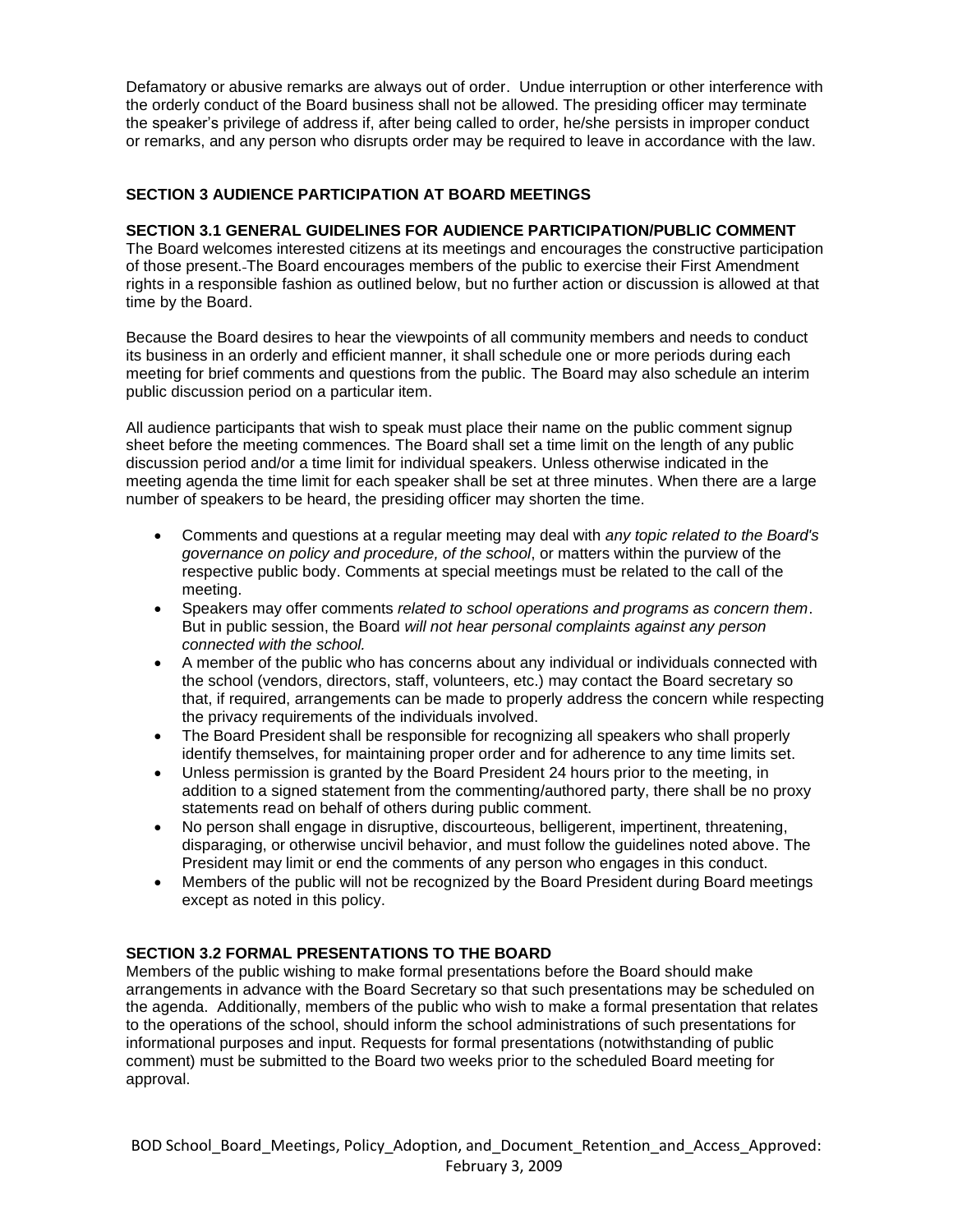Defamatory or abusive remarks are always out of order. Undue interruption or other interference with the orderly conduct of the Board business shall not be allowed. The presiding officer may terminate the speaker's privilege of address if, after being called to order, he/she persists in improper conduct or remarks, and any person who disrupts order may be required to leave in accordance with the law.

## SECTION 3 AUDIENCE PARTICIPATION AT BOARD MEETINGS

### SECTION 3.1 GENERAL GUIDELINES FOR AUDIENCE PARTICIPATION/PUBLIC COMMENT

The Board welcomes interested citizens at its meetings and encourages the constructive participation of those present. The Board encourages members of the public to exercise their First Amendment rights in a responsible fashion as outlined below, but no further action or discussion is allowed at that time by the Board.

Because the Board desires to hear the viewpoints of all community members and needs to conduct its business in an orderly and efficient manner, it shall schedule one or more periods during each meeting for brief comments and questions from the public. The Board may also schedule an interim public discussion period on a particular item.

All audience participants that wish to speak must place their name on the public comment signup sheet before the meeting commences. The Board shall set a time limit on the length of any public discussion period and/or a time limit for individual speakers. Unless otherwise indicated in the meeting agenda the time limit for each speaker shall be set at three minutes. When there are a large number of speakers to be heard, the presiding officer may shorten the time.

- Comments and questions at a regular meeting may deal with *any topic related to the Board's governance on policy and procedure, of the school*, or matters within the purview of the respective public body. Comments at special meetings must be related to the call of the meeting.
- Speakers may offer comments *related to school operations and programs as concern them*. But in public session, the Board *will not hear personal complaints against any person connected with the school.*
- A member of the public who has concerns about any individual or individuals connected with the school (vendors, directors, staff, volunteers, etc.) may contact the Board secretary so that, if required, arrangements can be made to properly address the concern while respecting the privacy requirements of the individuals involved.
- The Board President shall be responsible for recognizing all speakers who shall properly identify themselves, for maintaining proper order and for adherence to any time limits set.
- Unless permission is granted by the Board President 24 hours prior to the meeting, in addition to a signed statement from the commenting/authored party, there shall be no proxy statements read on behalf of others during public comment.
- No person shall engage in disruptive, discourteous, belligerent, impertinent, threatening, disparaging, or otherwise uncivil behavior, and must follow the guidelines noted above. The President may limit or end the comments of any person who engages in this conduct.
- Members of the public will not be recognized by the Board President during Board meetings except as noted in this policy.

### SECTION 3.2 FORMAL PRESENTATIONS TO THE BOARD

Members of the public wishing to make formal presentations before the Board should make arrangements in advance with the Board Secretary so that such presentations may be scheduled on the agenda. Additionally, members of the public who wish to make a formal presentation that relates to the operations of the school, should inform the school administrations of such presentations for informational purposes and input. Requests for formal presentations (notwithstanding of public comment) must be submitted to the Board two weeks prior to the scheduled Board meeting for approval.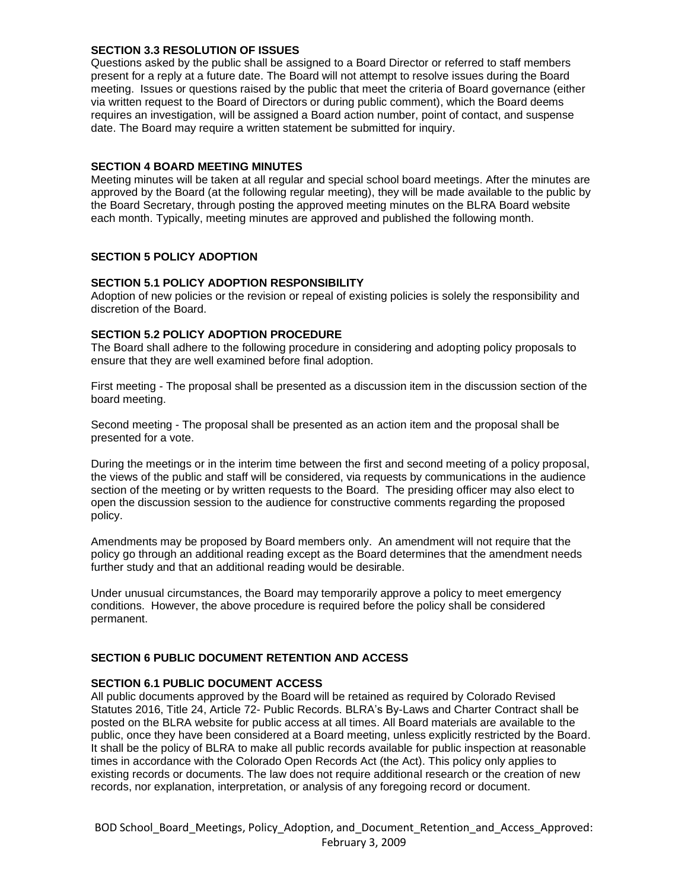**SECTION 3.3 RESOLUTION OF ISSUES**

Questions asked by the public shall be assigned to a Board Director or referred to staff members present for a reply at a future date. The Board will not attempt to resolve issues during the Board meeting. Issues or questions raised by the public that meet the criteria of Board governance (either via written request to the Board of Directors or during public comment), which the Board deems requires an investigation, will be assigned a Board action number, point of contact, and suspense date. The Board may require a written statement be submitted for inquiry.

**SECTION 4 BOARD MEETING MINUTES**

Meeting minutes will be taken at all regular and special school board meetings. After the minutes are approved by the Board (at the following regular meeting), they will be made available to the public by the Board Secretary, through posting the approved meeting minutes on the BLRA Board website each month. Typically, meeting minutes are approved and published the following month.

**SECTION 5 POLICY ADOPTION**

**SECTION 5.1 POLICY ADOPTION RESPONSIBILITY**

Adoption of new policies or the revision or repeal of existing policies is solely the responsibility and discretion of the Board.

**SECTION 5.2 POLICY ADOPTION PROCEDURE**

The Board shall adhere to the following procedure in considering and adopting policy proposals to ensure that they are well examined before final adoption.

First meeting - The proposal shall be presented as a discussion item in the discussion section of the board meeting.

Second meeting - The proposal shall be presented as an action item and the proposal shall be presented for a vote.

During the meetings or in the interim time between the first and second meeting of a policy proposal, the views of the public and staff will be considered, via requests by communications in the audience section of the meeting or by written requests to the Board. The presiding officer may also elect to open the discussion session to the audience for constructive comments regarding the proposed policy.

Amendments may be proposed by Board members only. An amendment will not require that the policy go through an additional reading except as the Board determines that the amendment needs further study and that an additional reading would be desirable.

Under unusual circumstances, the Board may temporarily approve a policy to meet emergency conditions. However, the above procedure is required before the policy shall be considered permanent.

**SECTION 6 PUBLIC DOCUMENT RETENTION AND ACCESS**

**SECTION 6.1 PUBLIC DOCUMENT ACCESS**

All public documents approved by the Board will be retained as required by Colorado Revised Statutes 2016, Title 24, Article 72- Public Records. BLRA's By-Laws and Charter Contract shall be posted on the BLRA website for public access at all times. All Board materials are available to the public, once they have been considered at a Board meeting, unless explicitly restricted by the Board. It shall be the policy of BLRA to make all public records available for public inspection at reasonable times in accordance with the Colorado Open Records Act (the Act). This policy only applies to existing records or documents. The law does not require additional research or the creation of new records, nor explanation, interpretation, or analysis of any foregoing record or document.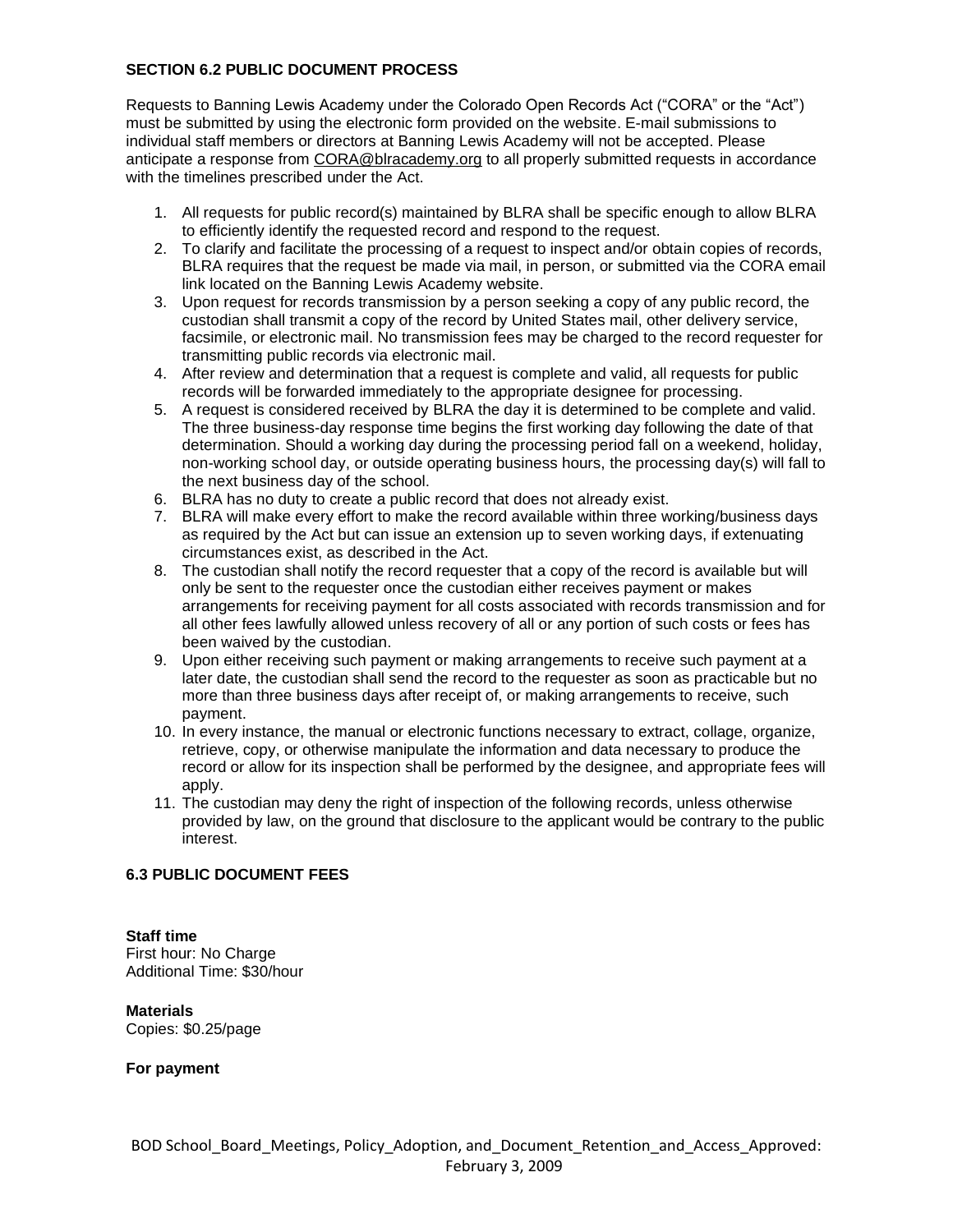### SECTION 6.2 PUBLIC DOCUMENT PROCESS

Requests to Banning Lewis Academy under the Colorado Open Records Act ("CORA" or the "Act") must be submitted by using the electronic form provided on the website. E-mail submissions to individual staff members or directors at Banning Lewis Academy will not be accepted. Please anticipate a response from CORA@blracademy.org to all properly submitted requests in accordance with the timelines prescribed under the Act.

1. All requests for public record(s) maintained by BLRA shall be specific enough to allow BLRA to efficiently identify the requested record and respond to the request.
2. To clarify and facilitate the processing of a request to inspect and/or obtain copies of records, BLRA requires that the request be made via mail, in person, or submitted via the CORA email link located on the Banning Lewis Academy website.
3. Upon request for records transmission by a person seeking a copy of any public record, the custodian shall transmit a copy of the record by United States mail, other delivery service, facsimile, or electronic mail. No transmission fees may be charged to the record requester for transmitting public records via electronic mail.
4. After review and determination that a request is complete and valid, all requests for public records will be forwarded immediately to the appropriate designee for processing.
5. A request is considered received by BLRA the day it is determined to be complete and valid. The three business-day response time begins the first working day following the date of that determination. Should a working day during the processing period fall on a weekend, holiday, non-working school day, or outside operating business hours, the processing day(s) will fall to the next business day of the school.
6. BLRA has no duty to create a public record that does not already exist.
7. BLRA will make every effort to make the record available within three working/business days as required by the Act but can issue an extension up to seven working days, if extenuating circumstances exist, as described in the Act.
8. The custodian shall notify the record requester that a copy of the record is available but will only be sent to the requester once the custodian either receives payment or makes arrangements for receiving payment for all costs associated with records transmission and for all other fees lawfully allowed unless recovery of all or any portion of such costs or fees has been waived by the custodian.
9. Upon either receiving such payment or making arrangements to receive such payment at a later date, the custodian shall send the record to the requester as soon as practicable but no more than three business days after receipt of, or making arrangements to receive, such payment.
10. In every instance, the manual or electronic functions necessary to extract, collage, organize, retrieve, copy, or otherwise manipulate the information and data necessary to produce the record or allow for its inspection shall be performed by the designee, and appropriate fees will apply.
11. The custodian may deny the right of inspection of the following records, unless otherwise provided by law, on the ground that disclosure to the applicant would be contrary to the public interest.

### 6.3 PUBLIC DOCUMENT FEES

**Staff time**
First hour: No Charge
Additional Time: $30/hour

**Materials**
Copies: $0.25/page

**For payment**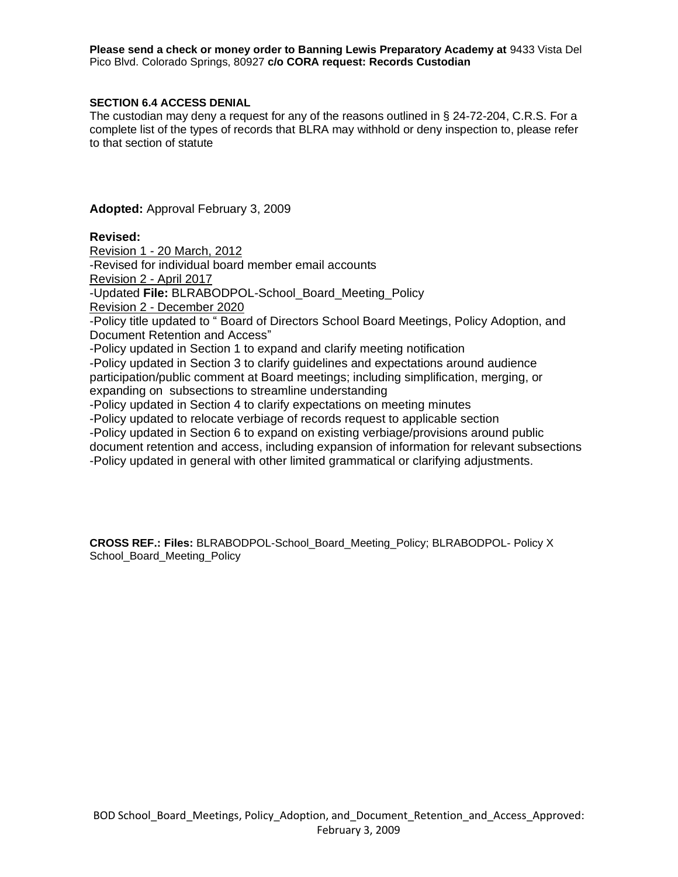**Please send a check or money order to Banning Lewis Preparatory Academy at** 9433 Vista Del Pico Blvd. Colorado Springs, 80927 **c/o CORA request: Records Custodian**

### SECTION 6.4 ACCESS DENIAL

The custodian may deny a request for any of the reasons outlined in § 24-72-204, C.R.S. For a complete list of the types of records that BLRA may withhold or deny inspection to, please refer to that section of statute

**Adopted:** Approval February 3, 2009

**Revised:**

Revision 1 - 20 March, 2012

-Revised for individual board member email accounts

Revision 2 - April 2017

-Updated **File:** BLRABODPOL-School_Board_Meeting_Policy

Revision 2 - December 2020

-Policy title updated to " Board of Directors School Board Meetings, Policy Adoption, and Document Retention and Access"

-Policy updated in Section 1 to expand and clarify meeting notification

-Policy updated in Section 3 to clarify guidelines and expectations around audience participation/public comment at Board meetings; including simplification, merging, or expanding on subsections to streamline understanding

-Policy updated in Section 4 to clarify expectations on meeting minutes

-Policy updated to relocate verbiage of records request to applicable section

-Policy updated in Section 6 to expand on existing verbiage/provisions around public document retention and access, including expansion of information for relevant subsections

-Policy updated in general with other limited grammatical or clarifying adjustments.

**CROSS REF.: Files:** BLRABODPOL-School_Board_Meeting_Policy; BLRABODPOL- Policy X School_Board_Meeting_Policy